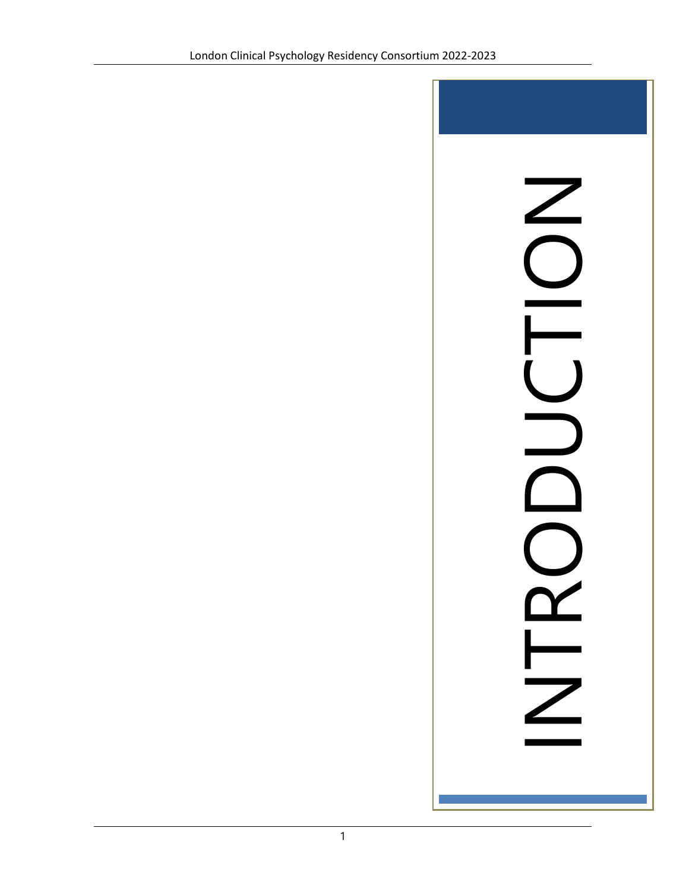# INTRODUCTION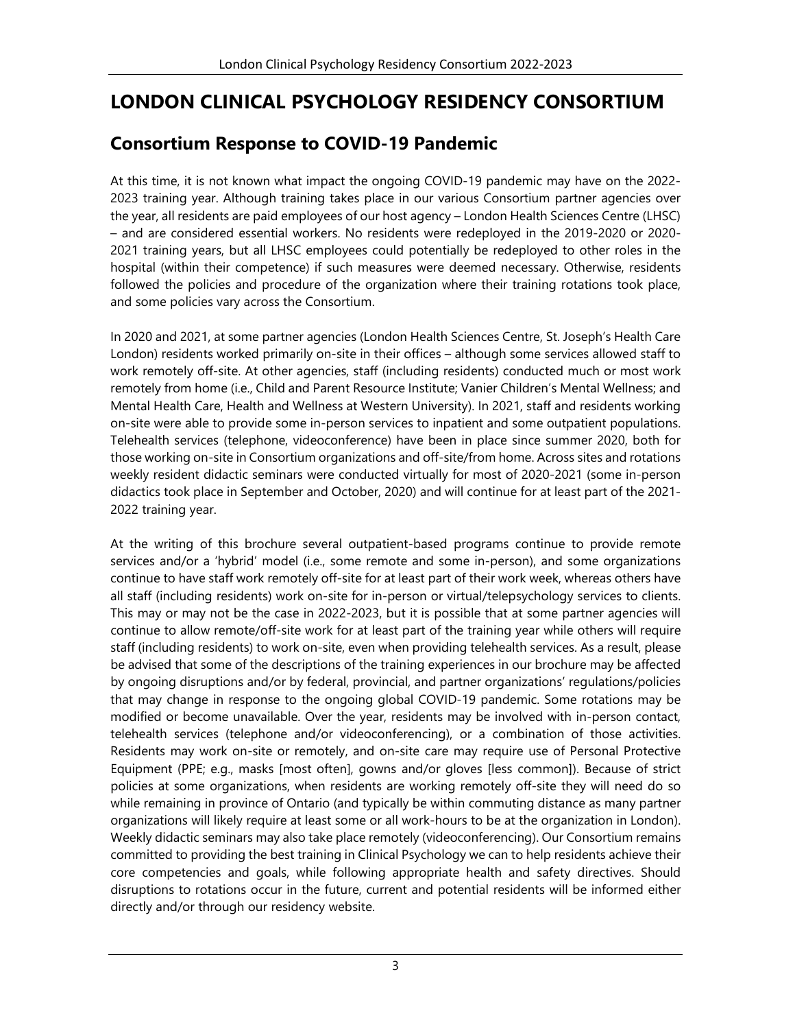# LONDON CLINICAL PSYCHOLOGY RESIDENCY CONSORTIUM

## Consortium Response to COVID-19 Pandemic

At this time, it is not known what impact the ongoing COVID-19 pandemic may have on the 2022-2023 training year. Although training takes place in our various Consortium partner agencies over the year, all residents are paid employees of our host agency – London Health Sciences Centre (LHSC) – and are considered essential workers. No residents were redeployed in the 2019-2020 or 2020-2021 training years, but all LHSC employees could potentially be redeployed to other roles in the hospital (within their competence) if such measures were deemed necessary. Otherwise, residents followed the policies and procedure of the organization where their training rotations took place, and some policies vary across the Consortium.

In 2020 and 2021, at some partner agencies (London Health Sciences Centre, St. Joseph's Health Care London) residents worked primarily on-site in their offices – although some services allowed staff to work remotely off-site. At other agencies, staff (including residents) conducted much or most work remotely from home (i.e., Child and Parent Resource Institute; Vanier Children's Mental Wellness; and Mental Health Care, Health and Wellness at Western University). In 2021, staff and residents working on-site were able to provide some in-person services to inpatient and some outpatient populations. Telehealth services (telephone, videoconference) have been in place since summer 2020, both for those working on-site in Consortium organizations and off-site/from home. Across sites and rotations weekly resident didactic seminars were conducted virtually for most of 2020-2021 (some in-person didactics took place in September and October, 2020) and will continue for at least part of the 2021-2022 training year.

At the writing of this brochure several outpatient-based programs continue to provide remote services and/or a 'hybrid' model (i.e., some remote and some in-person), and some organizations continue to have staff work remotely off-site for at least part of their work week, whereas others have all staff (including residents) work on-site for in-person or virtual/telepsychology services to clients. This may or may not be the case in 2022-2023, but it is possible that at some partner agencies will continue to allow remote/off-site work for at least part of the training year while others will require staff (including residents) to work on-site, even when providing telehealth services. As a result, please be advised that some of the descriptions of the training experiences in our brochure may be affected by ongoing disruptions and/or by federal, provincial, and partner organizations' regulations/policies that may change in response to the ongoing global COVID-19 pandemic. Some rotations may be modified or become unavailable. Over the year, residents may be involved with in-person contact, telehealth services (telephone and/or videoconferencing), or a combination of those activities. Residents may work on-site or remotely, and on-site care may require use of Personal Protective Equipment (PPE; e.g., masks [most often], gowns and/or gloves [less common]). Because of strict policies at some organizations, when residents are working remotely off-site they will need do so while remaining in province of Ontario (and typically be within commuting distance as many partner organizations will likely require at least some or all work-hours to be at the organization in London). Weekly didactic seminars may also take place remotely (videoconferencing). Our Consortium remains committed to providing the best training in Clinical Psychology we can to help residents achieve their core competencies and goals, while following appropriate health and safety directives. Should disruptions to rotations occur in the future, current and potential residents will be informed either directly and/or through our residency website.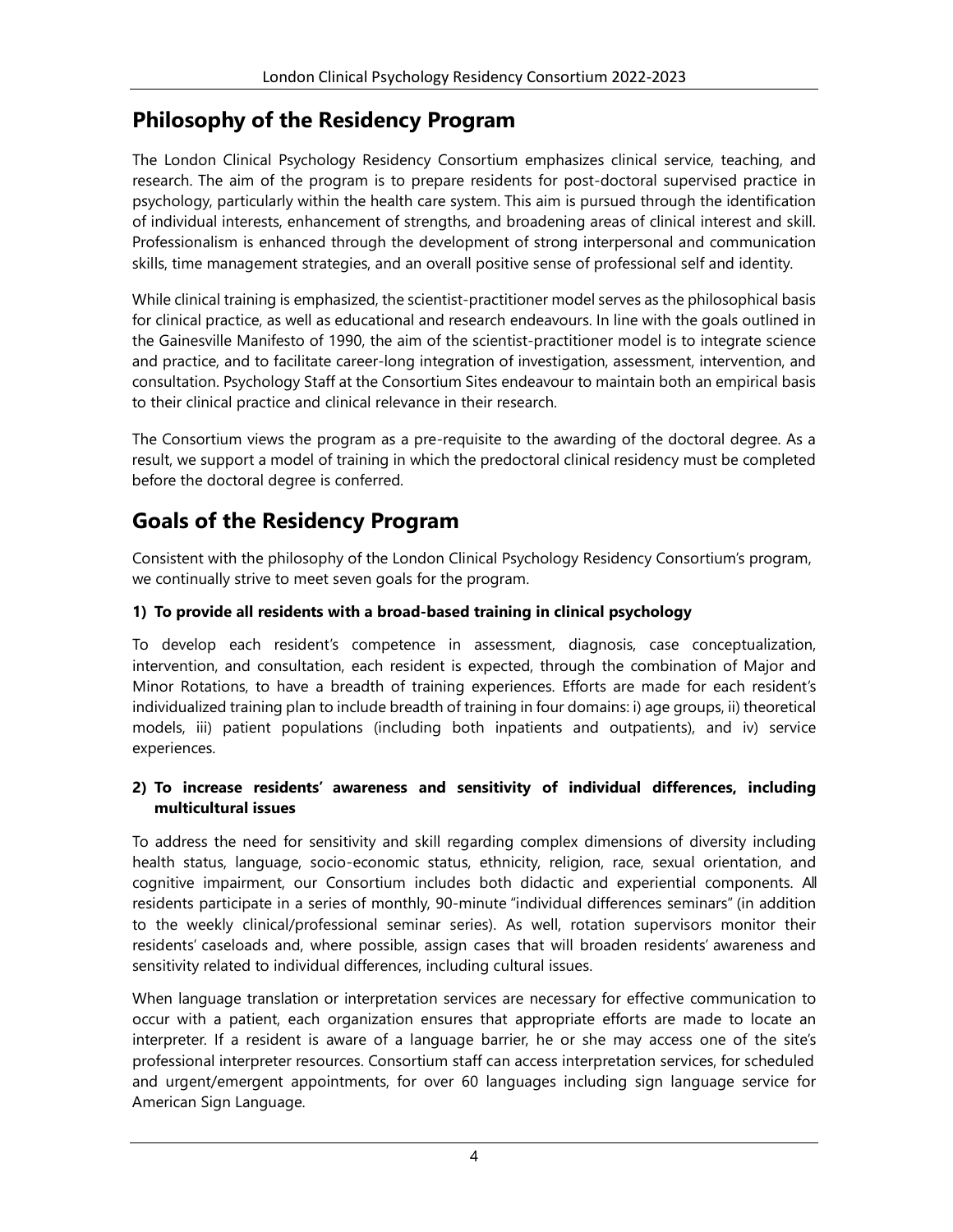## Philosophy of the Residency Program

The London Clinical Psychology Residency Consortium emphasizes clinical service, teaching, and research. The aim of the program is to prepare residents for post-doctoral supervised practice in psychology, particularly within the health care system. This aim is pursued through the identification of individual interests, enhancement of strengths, and broadening areas of clinical interest and skill. Professionalism is enhanced through the development of strong interpersonal and communication skills, time management strategies, and an overall positive sense of professional self and identity.

While clinical training is emphasized, the scientist-practitioner model serves as the philosophical basis for clinical practice, as well as educational and research endeavours. In line with the goals outlined in the Gainesville Manifesto of 1990, the aim of the scientist-practitioner model is to integrate science and practice, and to facilitate career-long integration of investigation, assessment, intervention, and consultation. Psychology Staff at the Consortium Sites endeavour to maintain both an empirical basis to their clinical practice and clinical relevance in their research.

The Consortium views the program as a pre-requisite to the awarding of the doctoral degree. As a result, we support a model of training in which the predoctoral clinical residency must be completed before the doctoral degree is conferred.

## Goals of the Residency Program

Consistent with the philosophy of the London Clinical Psychology Residency Consortium's program, we continually strive to meet seven goals for the program.

### 1) To provide all residents with a broad-based training in clinical psychology

To develop each resident's competence in assessment, diagnosis, case conceptualization, intervention, and consultation, each resident is expected, through the combination of Major and Minor Rotations, to have a breadth of training experiences. Efforts are made for each resident's individualized training plan to include breadth of training in four domains: i) age groups, ii) theoretical models, iii) patient populations (including both inpatients and outpatients), and iv) service experiences.

### 2) To increase residents' awareness and sensitivity of individual differences, including multicultural issues

To address the need for sensitivity and skill regarding complex dimensions of diversity including health status, language, socio-economic status, ethnicity, religion, race, sexual orientation, and cognitive impairment, our Consortium includes both didactic and experiential components. All residents participate in a series of monthly, 90-minute "individual differences seminars" (in addition to the weekly clinical/professional seminar series). As well, rotation supervisors monitor their residents' caseloads and, where possible, assign cases that will broaden residents' awareness and sensitivity related to individual differences, including cultural issues.

When language translation or interpretation services are necessary for effective communication to occur with a patient, each organization ensures that appropriate efforts are made to locate an interpreter. If a resident is aware of a language barrier, he or she may access one of the site's professional interpreter resources. Consortium staff can access interpretation services, for scheduled and urgent/emergent appointments, for over 60 languages including sign language service for American Sign Language.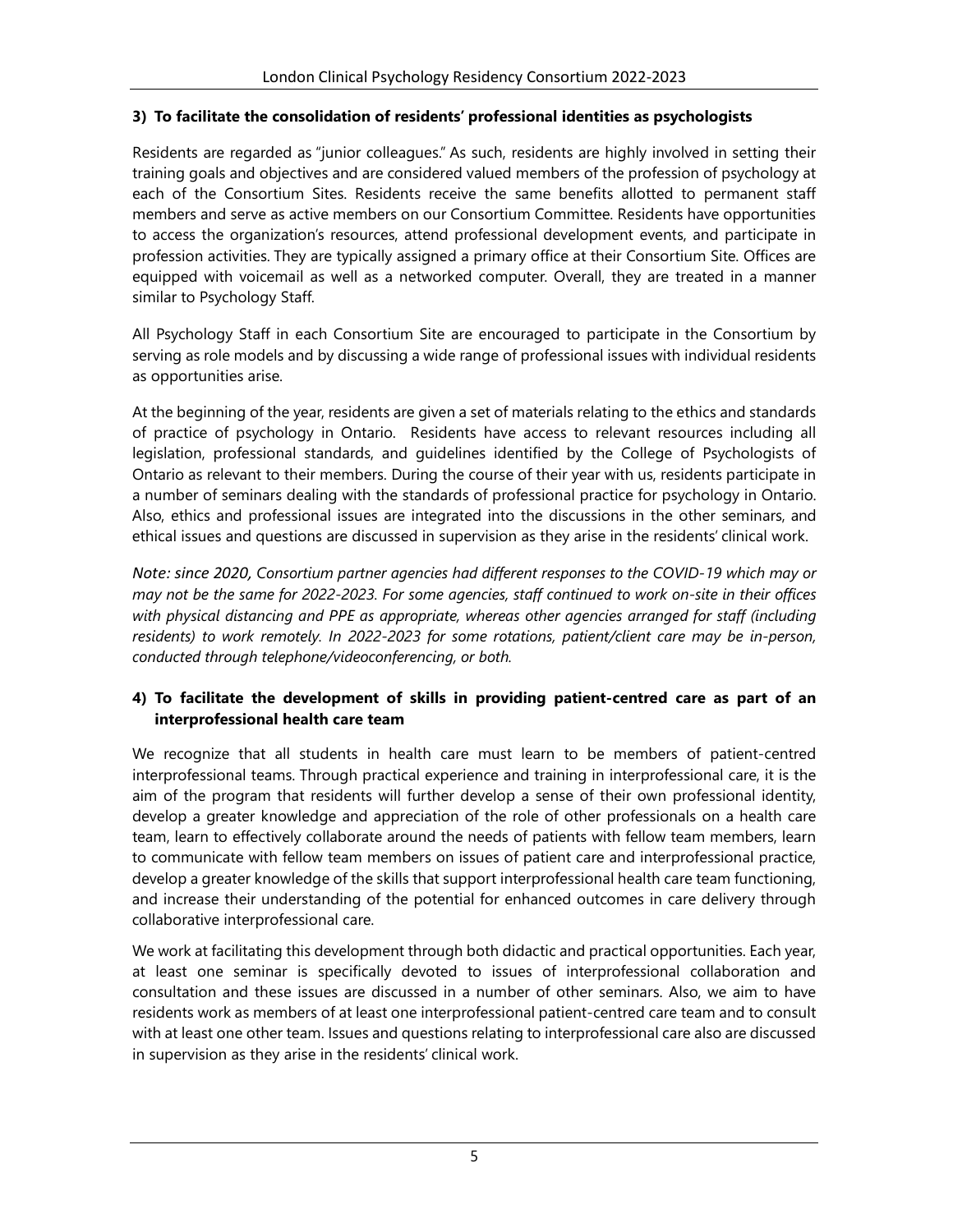**3) To facilitate the consolidation of residents' professional identities as psychologists**

Residents are regarded as "junior colleagues." As such, residents are highly involved in setting their training goals and objectives and are considered valued members of the profession of psychology at each of the Consortium Sites. Residents receive the same benefits allotted to permanent staff members and serve as active members on our Consortium Committee. Residents have opportunities to access the organization's resources, attend professional development events, and participate in profession activities. They are typically assigned a primary office at their Consortium Site. Offices are equipped with voicemail as well as a networked computer. Overall, they are treated in a manner similar to Psychology Staff.

All Psychology Staff in each Consortium Site are encouraged to participate in the Consortium by serving as role models and by discussing a wide range of professional issues with individual residents as opportunities arise.

At the beginning of the year, residents are given a set of materials relating to the ethics and standards of practice of psychology in Ontario. Residents have access to relevant resources including all legislation, professional standards, and guidelines identified by the College of Psychologists of Ontario as relevant to their members. During the course of their year with us, residents participate in a number of seminars dealing with the standards of professional practice for psychology in Ontario. Also, ethics and professional issues are integrated into the discussions in the other seminars, and ethical issues and questions are discussed in supervision as they arise in the residents' clinical work.

*Note: since 2020, Consortium partner agencies had different responses to the COVID-19 which may or may not be the same for 2022-2023. For some agencies, staff continued to work on-site in their offices with physical distancing and PPE as appropriate, whereas other agencies arranged for staff (including residents) to work remotely. In 2022-2023 for some rotations, patient/client care may be in-person, conducted through telephone/videoconferencing, or both.*

**4) To facilitate the development of skills in providing patient-centred care as part of an interprofessional health care team**

We recognize that all students in health care must learn to be members of patient-centred interprofessional teams. Through practical experience and training in interprofessional care, it is the aim of the program that residents will further develop a sense of their own professional identity, develop a greater knowledge and appreciation of the role of other professionals on a health care team, learn to effectively collaborate around the needs of patients with fellow team members, learn to communicate with fellow team members on issues of patient care and interprofessional practice, develop a greater knowledge of the skills that support interprofessional health care team functioning, and increase their understanding of the potential for enhanced outcomes in care delivery through collaborative interprofessional care.

We work at facilitating this development through both didactic and practical opportunities. Each year, at least one seminar is specifically devoted to issues of interprofessional collaboration and consultation and these issues are discussed in a number of other seminars. Also, we aim to have residents work as members of at least one interprofessional patient-centred care team and to consult with at least one other team. Issues and questions relating to interprofessional care also are discussed in supervision as they arise in the residents' clinical work.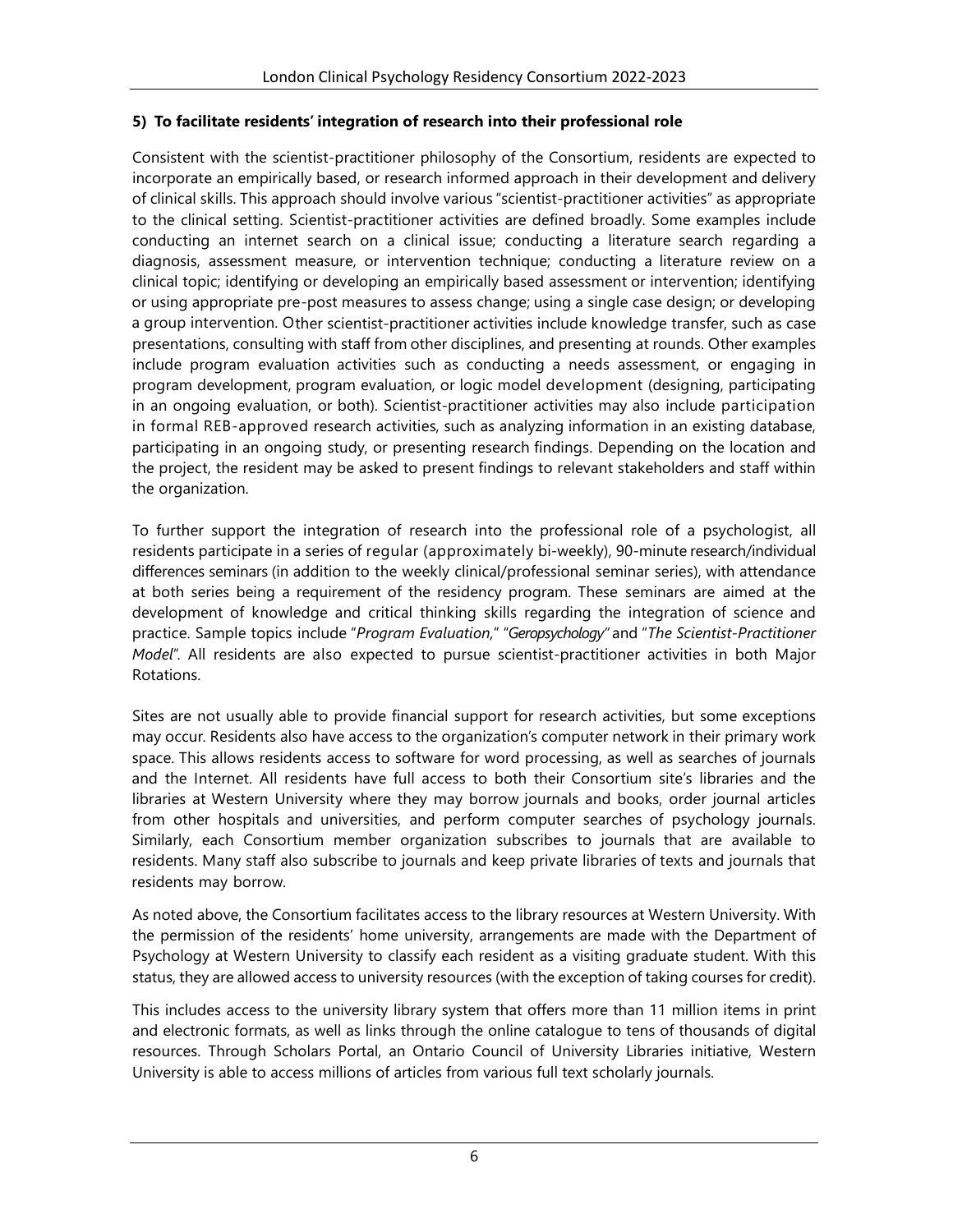**5) To facilitate residents' integration of research into their professional role**

Consistent with the scientist-practitioner philosophy of the Consortium, residents are expected to incorporate an empirically based, or research informed approach in their development and delivery of clinical skills. This approach should involve various "scientist-practitioner activities" as appropriate to the clinical setting. Scientist-practitioner activities are defined broadly. Some examples include conducting an internet search on a clinical issue; conducting a literature search regarding a diagnosis, assessment measure, or intervention technique; conducting a literature review on a clinical topic; identifying or developing an empirically based assessment or intervention; identifying or using appropriate pre-post measures to assess change; using a single case design; or developing a group intervention. Other scientist-practitioner activities include knowledge transfer, such as case presentations, consulting with staff from other disciplines, and presenting at rounds. Other examples include program evaluation activities such as conducting a needs assessment, or engaging in program development, program evaluation, or logic model development (designing, participating in an ongoing evaluation, or both). Scientist-practitioner activities may also include participation in formal REB-approved research activities, such as analyzing information in an existing database, participating in an ongoing study, or presenting research findings. Depending on the location and the project, the resident may be asked to present findings to relevant stakeholders and staff within the organization.

To further support the integration of research into the professional role of a psychologist, all residents participate in a series of regular (approximately bi-weekly), 90-minute research/individual differences seminars (in addition to the weekly clinical/professional seminar series), with attendance at both series being a requirement of the residency program. These seminars are aimed at the development of knowledge and critical thinking skills regarding the integration of science and practice. Sample topics include "*Program Evaluation,*" "*Geropsychology"* and "*The Scientist-Practitioner Model*". All residents are also expected to pursue scientist-practitioner activities in both Major Rotations.

Sites are not usually able to provide financial support for research activities, but some exceptions may occur. Residents also have access to the organization's computer network in their primary work space. This allows residents access to software for word processing, as well as searches of journals and the Internet. All residents have full access to both their Consortium site's libraries and the libraries at Western University where they may borrow journals and books, order journal articles from other hospitals and universities, and perform computer searches of psychology journals. Similarly, each Consortium member organization subscribes to journals that are available to residents. Many staff also subscribe to journals and keep private libraries of texts and journals that residents may borrow.

As noted above, the Consortium facilitates access to the library resources at Western University. With the permission of the residents' home university, arrangements are made with the Department of Psychology at Western University to classify each resident as a visiting graduate student. With this status, they are allowed access to university resources (with the exception of taking courses for credit).

This includes access to the university library system that offers more than 11 million items in print and electronic formats, as well as links through the online catalogue to tens of thousands of digital resources. Through Scholars Portal, an Ontario Council of University Libraries initiative, Western University is able to access millions of articles from various full text scholarly journals.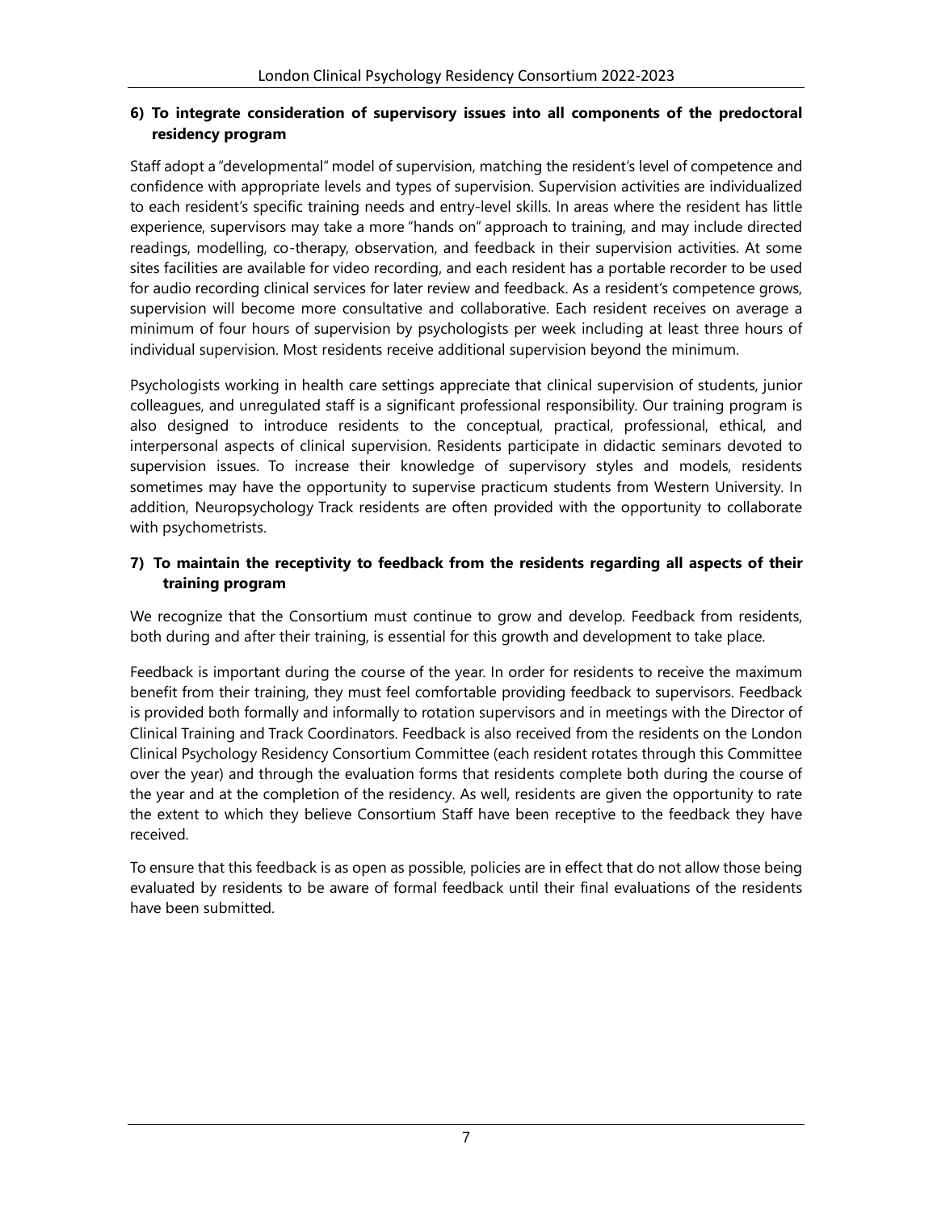**6) To integrate consideration of supervisory issues into all components of the predoctoral residency program**

Staff adopt a "developmental" model of supervision, matching the resident's level of competence and confidence with appropriate levels and types of supervision. Supervision activities are individualized to each resident's specific training needs and entry-level skills. In areas where the resident has little experience, supervisors may take a more "hands on" approach to training, and may include directed readings, modelling, co-therapy, observation, and feedback in their supervision activities. At some sites facilities are available for video recording, and each resident has a portable recorder to be used for audio recording clinical services for later review and feedback. As a resident's competence grows, supervision will become more consultative and collaborative. Each resident receives on average a minimum of four hours of supervision by psychologists per week including at least three hours of individual supervision. Most residents receive additional supervision beyond the minimum.

Psychologists working in health care settings appreciate that clinical supervision of students, junior colleagues, and unregulated staff is a significant professional responsibility. Our training program is also designed to introduce residents to the conceptual, practical, professional, ethical, and interpersonal aspects of clinical supervision. Residents participate in didactic seminars devoted to supervision issues. To increase their knowledge of supervisory styles and models, residents sometimes may have the opportunity to supervise practicum students from Western University. In addition, Neuropsychology Track residents are often provided with the opportunity to collaborate with psychometrists.

**7) To maintain the receptivity to feedback from the residents regarding all aspects of their training program**

We recognize that the Consortium must continue to grow and develop. Feedback from residents, both during and after their training, is essential for this growth and development to take place.

Feedback is important during the course of the year. In order for residents to receive the maximum benefit from their training, they must feel comfortable providing feedback to supervisors. Feedback is provided both formally and informally to rotation supervisors and in meetings with the Director of Clinical Training and Track Coordinators. Feedback is also received from the residents on the London Clinical Psychology Residency Consortium Committee (each resident rotates through this Committee over the year) and through the evaluation forms that residents complete both during the course of the year and at the completion of the residency. As well, residents are given the opportunity to rate the extent to which they believe Consortium Staff have been receptive to the feedback they have received.

To ensure that this feedback is as open as possible, policies are in effect that do not allow those being evaluated by residents to be aware of formal feedback until their final evaluations of the residents have been submitted.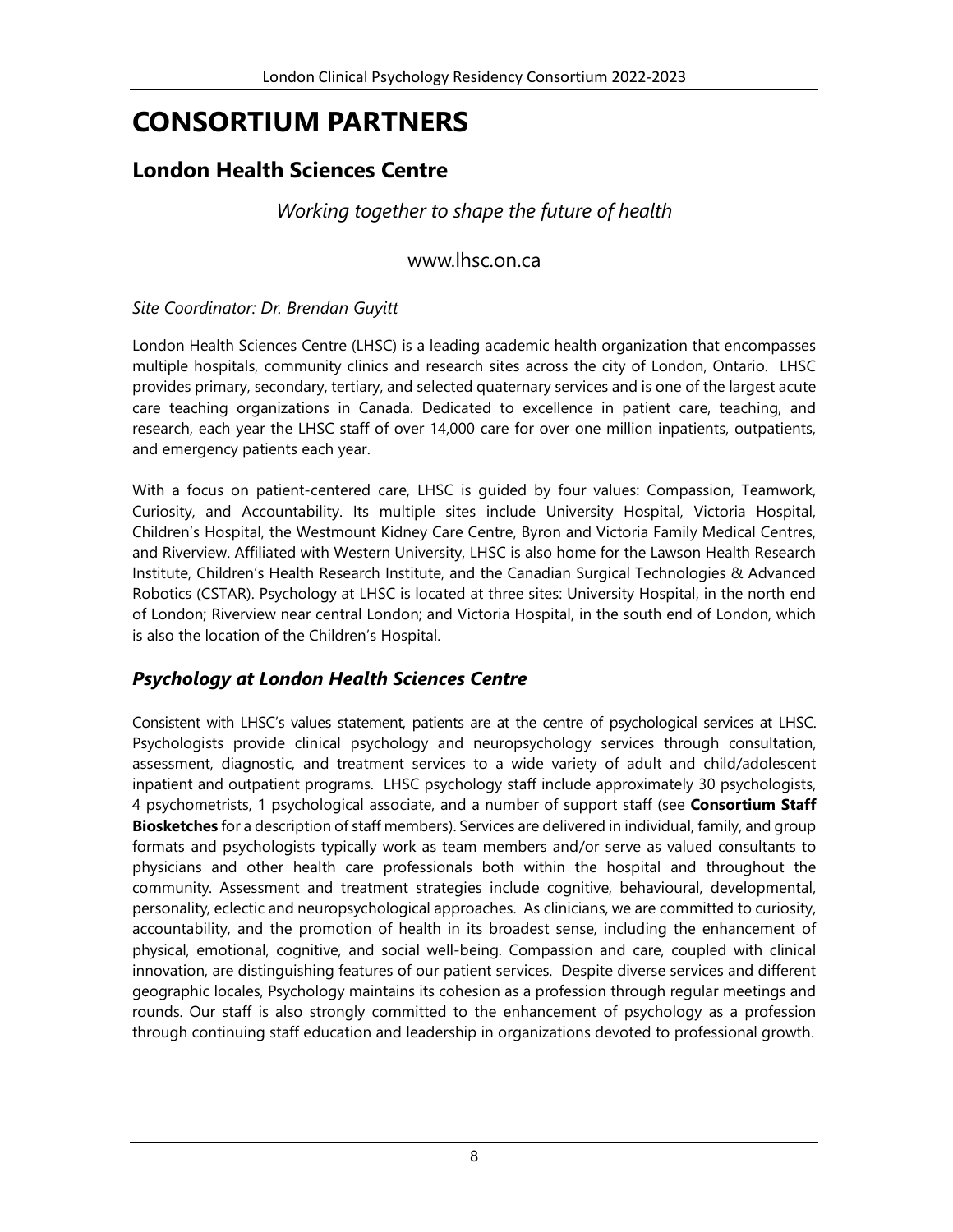# CONSORTIUM PARTNERS

## London Health Sciences Centre

*Working together to shape the future of health*

www.lhsc.on.ca

*Site Coordinator: Dr. Brendan Guyitt*

London Health Sciences Centre (LHSC) is a leading academic health organization that encompasses multiple hospitals, community clinics and research sites across the city of London, Ontario. LHSC provides primary, secondary, tertiary, and selected quaternary services and is one of the largest acute care teaching organizations in Canada. Dedicated to excellence in patient care, teaching, and research, each year the LHSC staff of over 14,000 care for over one million inpatients, outpatients, and emergency patients each year.

With a focus on patient-centered care, LHSC is guided by four values: Compassion, Teamwork, Curiosity, and Accountability. Its multiple sites include University Hospital, Victoria Hospital, Children's Hospital, the Westmount Kidney Care Centre, Byron and Victoria Family Medical Centres, and Riverview. Affiliated with Western University, LHSC is also home for the Lawson Health Research Institute, Children's Health Research Institute, and the Canadian Surgical Technologies & Advanced Robotics (CSTAR). Psychology at LHSC is located at three sites: University Hospital, in the north end of London; Riverview near central London; and Victoria Hospital, in the south end of London, which is also the location of the Children's Hospital.

### *Psychology at London Health Sciences Centre*

Consistent with LHSC's values statement, patients are at the centre of psychological services at LHSC. Psychologists provide clinical psychology and neuropsychology services through consultation, assessment, diagnostic, and treatment services to a wide variety of adult and child/adolescent inpatient and outpatient programs. LHSC psychology staff include approximately 30 psychologists, 4 psychometrists, 1 psychological associate, and a number of support staff (see **Consortium Staff Biosketches** for a description of staff members). Services are delivered in individual, family, and group formats and psychologists typically work as team members and/or serve as valued consultants to physicians and other health care professionals both within the hospital and throughout the community. Assessment and treatment strategies include cognitive, behavioural, developmental, personality, eclectic and neuropsychological approaches. As clinicians, we are committed to curiosity, accountability, and the promotion of health in its broadest sense, including the enhancement of physical, emotional, cognitive, and social well-being. Compassion and care, coupled with clinical innovation, are distinguishing features of our patient services. Despite diverse services and different geographic locales, Psychology maintains its cohesion as a profession through regular meetings and rounds. Our staff is also strongly committed to the enhancement of psychology as a profession through continuing staff education and leadership in organizations devoted to professional growth.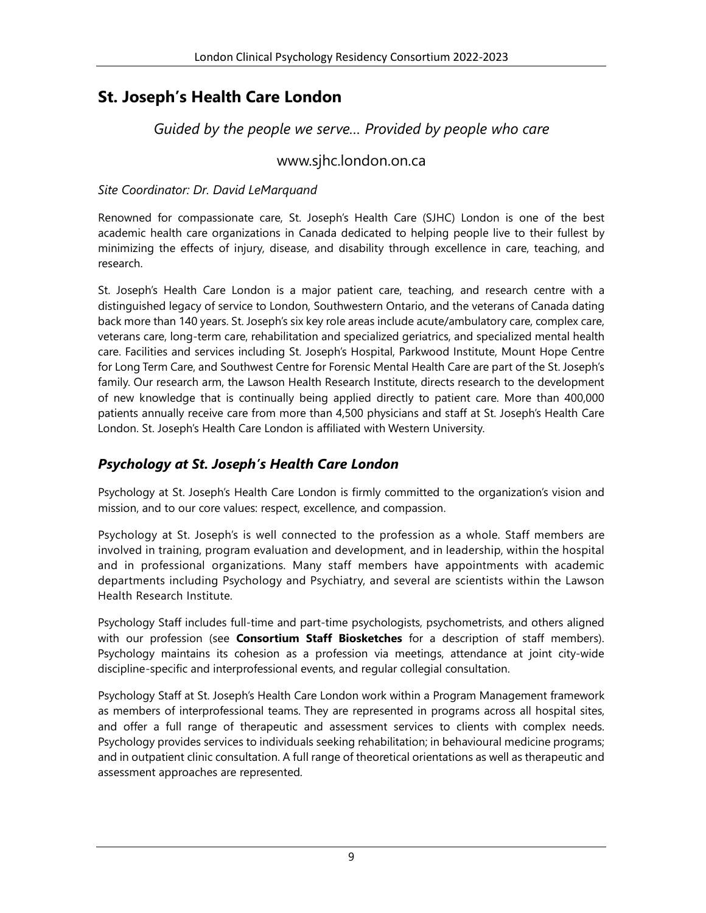## St. Joseph's Health Care London

*Guided by the people we serve… Provided by people who care*

www.sjhc.london.on.ca

*Site Coordinator: Dr. David LeMarquand*

Renowned for compassionate care, St. Joseph's Health Care (SJHC) London is one of the best academic health care organizations in Canada dedicated to helping people live to their fullest by minimizing the effects of injury, disease, and disability through excellence in care, teaching, and research.

St. Joseph's Health Care London is a major patient care, teaching, and research centre with a distinguished legacy of service to London, Southwestern Ontario, and the veterans of Canada dating back more than 140 years. St. Joseph's six key role areas include acute/ambulatory care, complex care, veterans care, long-term care, rehabilitation and specialized geriatrics, and specialized mental health care. Facilities and services including St. Joseph's Hospital, Parkwood Institute, Mount Hope Centre for Long Term Care, and Southwest Centre for Forensic Mental Health Care are part of the St. Joseph's family. Our research arm, the Lawson Health Research Institute, directs research to the development of new knowledge that is continually being applied directly to patient care. More than 400,000 patients annually receive care from more than 4,500 physicians and staff at St. Joseph's Health Care London. St. Joseph's Health Care London is affiliated with Western University.

### *Psychology at St. Joseph's Health Care London*

Psychology at St. Joseph's Health Care London is firmly committed to the organization's vision and mission, and to our core values: respect, excellence, and compassion.

Psychology at St. Joseph's is well connected to the profession as a whole. Staff members are involved in training, program evaluation and development, and in leadership, within the hospital and in professional organizations. Many staff members have appointments with academic departments including Psychology and Psychiatry, and several are scientists within the Lawson Health Research Institute.

Psychology Staff includes full-time and part-time psychologists, psychometrists, and others aligned with our profession (see **Consortium Staff Biosketches** for a description of staff members). Psychology maintains its cohesion as a profession via meetings, attendance at joint city-wide discipline-specific and interprofessional events, and regular collegial consultation.

Psychology Staff at St. Joseph's Health Care London work within a Program Management framework as members of interprofessional teams. They are represented in programs across all hospital sites, and offer a full range of therapeutic and assessment services to clients with complex needs. Psychology provides services to individuals seeking rehabilitation; in behavioural medicine programs; and in outpatient clinic consultation. A full range of theoretical orientations as well as therapeutic and assessment approaches are represented.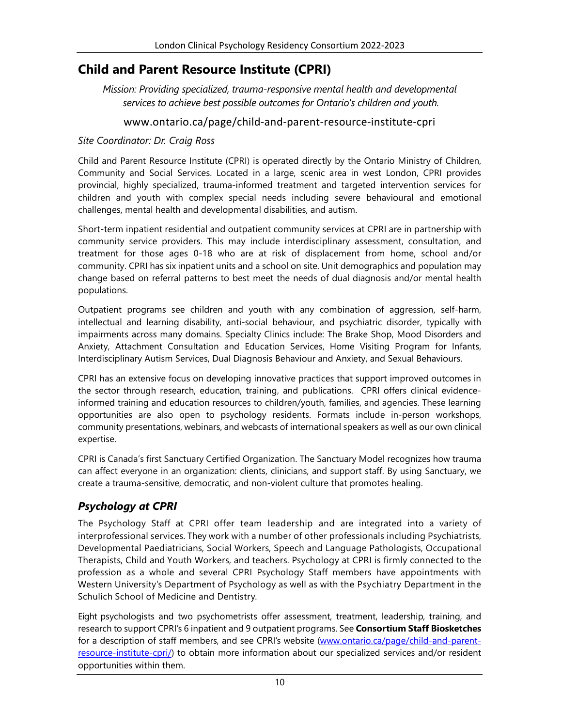# Child and Parent Resource Institute (CPRI)

*Mission: Providing specialized, trauma-responsive mental health and developmental services to achieve best possible outcomes for Ontario's children and youth.*

www.ontario.ca/page/child-and-parent-resource-institute-cpri

*Site Coordinator: Dr. Craig Ross*

Child and Parent Resource Institute (CPRI) is operated directly by the Ontario Ministry of Children, Community and Social Services. Located in a large, scenic area in west London, CPRI provides provincial, highly specialized, trauma-informed treatment and targeted intervention services for children and youth with complex special needs including severe behavioural and emotional challenges, mental health and developmental disabilities, and autism.

Short-term inpatient residential and outpatient community services at CPRI are in partnership with community service providers. This may include interdisciplinary assessment, consultation, and treatment for those ages 0-18 who are at risk of displacement from home, school and/or community. CPRI has six inpatient units and a school on site. Unit demographics and population may change based on referral patterns to best meet the needs of dual diagnosis and/or mental health populations.

Outpatient programs see children and youth with any combination of aggression, self-harm, intellectual and learning disability, anti-social behaviour, and psychiatric disorder, typically with impairments across many domains. Specialty Clinics include: The Brake Shop, Mood Disorders and Anxiety, Attachment Consultation and Education Services, Home Visiting Program for Infants, Interdisciplinary Autism Services, Dual Diagnosis Behaviour and Anxiety, and Sexual Behaviours.

CPRI has an extensive focus on developing innovative practices that support improved outcomes in the sector through research, education, training, and publications. CPRI offers clinical evidence-informed training and education resources to children/youth, families, and agencies. These learning opportunities are also open to psychology residents. Formats include in-person workshops, community presentations, webinars, and webcasts of international speakers as well as our own clinical expertise.

CPRI is Canada's first Sanctuary Certified Organization. The Sanctuary Model recognizes how trauma can affect everyone in an organization: clients, clinicians, and support staff. By using Sanctuary, we create a trauma-sensitive, democratic, and non-violent culture that promotes healing.

## *Psychology at CPRI*

The Psychology Staff at CPRI offer team leadership and are integrated into a variety of interprofessional services. They work with a number of other professionals including Psychiatrists, Developmental Paediatricians, Social Workers, Speech and Language Pathologists, Occupational Therapists, Child and Youth Workers, and teachers. Psychology at CPRI is firmly connected to the profession as a whole and several CPRI Psychology Staff members have appointments with Western University's Department of Psychology as well as with the Psychiatry Department in the Schulich School of Medicine and Dentistry.

Eight psychologists and two psychometrists offer assessment, treatment, leadership, training, and research to support CPRI's 6 inpatient and 9 outpatient programs. See **Consortium Staff Biosketches** for a description of staff members, and see CPRI's website (www.ontario.ca/page/child-and-parent-resource-institute-cpri/) to obtain more information about our specialized services and/or resident opportunities within them.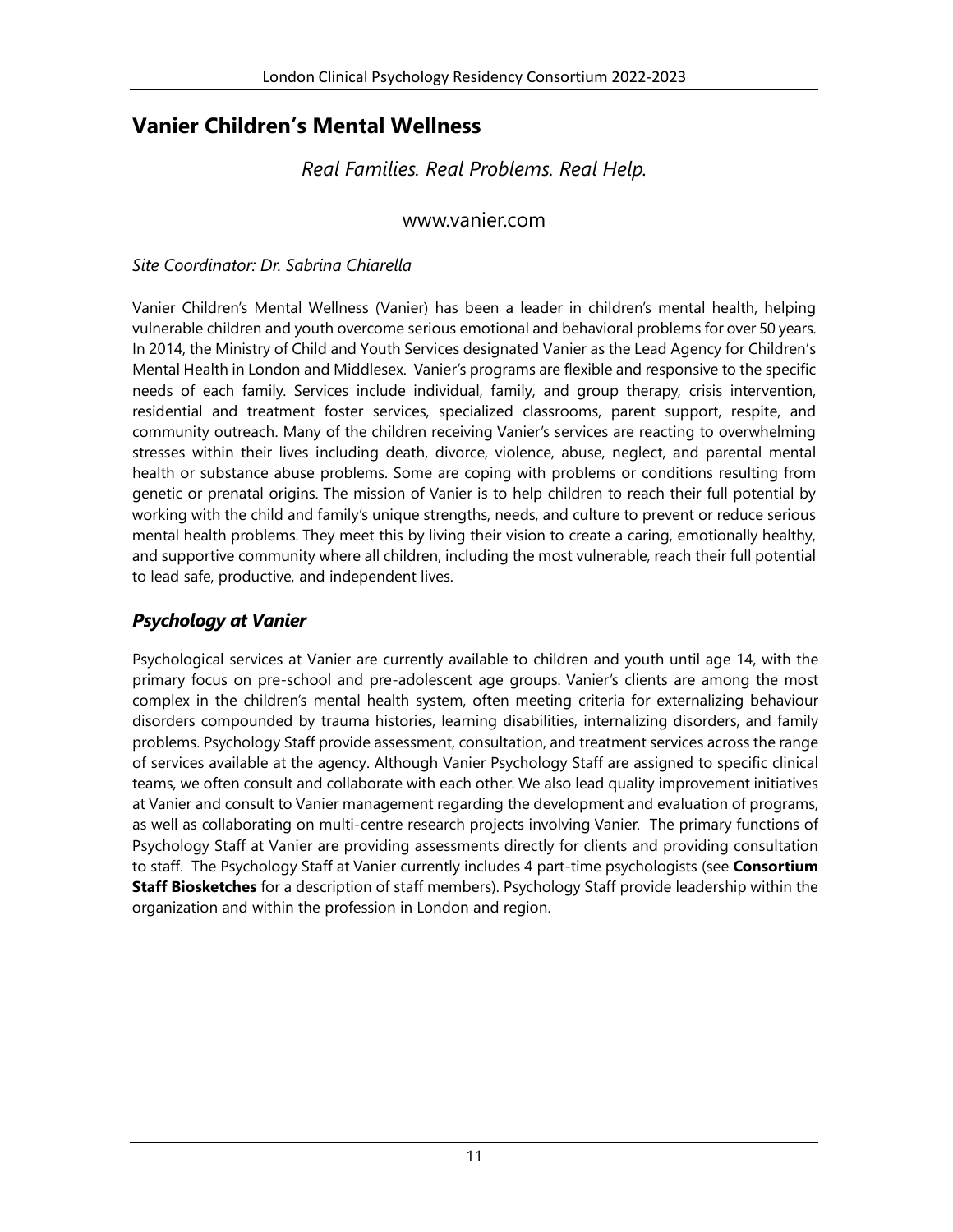## Vanier Children's Mental Wellness

*Real Families. Real Problems. Real Help.*

www.vanier.com

*Site Coordinator: Dr. Sabrina Chiarella*

Vanier Children's Mental Wellness (Vanier) has been a leader in children's mental health, helping vulnerable children and youth overcome serious emotional and behavioral problems for over 50 years. In 2014, the Ministry of Child and Youth Services designated Vanier as the Lead Agency for Children's Mental Health in London and Middlesex. Vanier's programs are flexible and responsive to the specific needs of each family. Services include individual, family, and group therapy, crisis intervention, residential and treatment foster services, specialized classrooms, parent support, respite, and community outreach. Many of the children receiving Vanier's services are reacting to overwhelming stresses within their lives including death, divorce, violence, abuse, neglect, and parental mental health or substance abuse problems. Some are coping with problems or conditions resulting from genetic or prenatal origins. The mission of Vanier is to help children to reach their full potential by working with the child and family's unique strengths, needs, and culture to prevent or reduce serious mental health problems. They meet this by living their vision to create a caring, emotionally healthy, and supportive community where all children, including the most vulnerable, reach their full potential to lead safe, productive, and independent lives.

### *Psychology at Vanier*

Psychological services at Vanier are currently available to children and youth until age 14, with the primary focus on pre-school and pre-adolescent age groups. Vanier's clients are among the most complex in the children's mental health system, often meeting criteria for externalizing behaviour disorders compounded by trauma histories, learning disabilities, internalizing disorders, and family problems. Psychology Staff provide assessment, consultation, and treatment services across the range of services available at the agency. Although Vanier Psychology Staff are assigned to specific clinical teams, we often consult and collaborate with each other. We also lead quality improvement initiatives at Vanier and consult to Vanier management regarding the development and evaluation of programs, as well as collaborating on multi-centre research projects involving Vanier. The primary functions of Psychology Staff at Vanier are providing assessments directly for clients and providing consultation to staff. The Psychology Staff at Vanier currently includes 4 part-time psychologists (see **Consortium Staff Biosketches** for a description of staff members). Psychology Staff provide leadership within the organization and within the profession in London and region.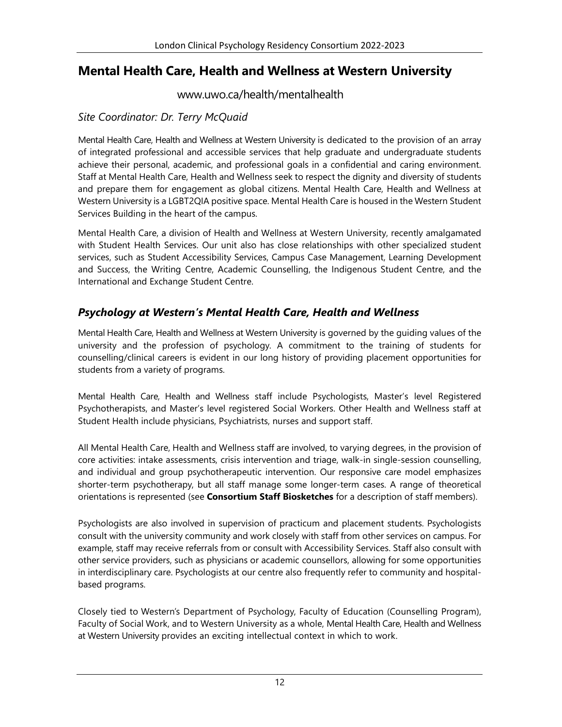# Mental Health Care, Health and Wellness at Western University

www.uwo.ca/health/mentalhealth

*Site Coordinator: Dr. Terry McQuaid*

Mental Health Care, Health and Wellness at Western University is dedicated to the provision of an array of integrated professional and accessible services that help graduate and undergraduate students achieve their personal, academic, and professional goals in a confidential and caring environment. Staff at Mental Health Care, Health and Wellness seek to respect the dignity and diversity of students and prepare them for engagement as global citizens. Mental Health Care, Health and Wellness at Western University is a LGBT2QIA positive space. Mental Health Care is housed in the Western Student Services Building in the heart of the campus.

Mental Health Care, a division of Health and Wellness at Western University, recently amalgamated with Student Health Services. Our unit also has close relationships with other specialized student services, such as Student Accessibility Services, Campus Case Management, Learning Development and Success, the Writing Centre, Academic Counselling, the Indigenous Student Centre, and the International and Exchange Student Centre.

## *Psychology at Western's Mental Health Care, Health and Wellness*

Mental Health Care, Health and Wellness at Western University is governed by the guiding values of the university and the profession of psychology. A commitment to the training of students for counselling/clinical careers is evident in our long history of providing placement opportunities for students from a variety of programs.

Mental Health Care, Health and Wellness staff include Psychologists, Master's level Registered Psychotherapists, and Master's level registered Social Workers. Other Health and Wellness staff at Student Health include physicians, Psychiatrists, nurses and support staff.

All Mental Health Care, Health and Wellness staff are involved, to varying degrees, in the provision of core activities: intake assessments, crisis intervention and triage, walk-in single-session counselling, and individual and group psychotherapeutic intervention. Our responsive care model emphasizes shorter-term psychotherapy, but all staff manage some longer-term cases. A range of theoretical orientations is represented (see **Consortium Staff Biosketches** for a description of staff members).

Psychologists are also involved in supervision of practicum and placement students. Psychologists consult with the university community and work closely with staff from other services on campus. For example, staff may receive referrals from or consult with Accessibility Services. Staff also consult with other service providers, such as physicians or academic counsellors, allowing for some opportunities in interdisciplinary care. Psychologists at our centre also frequently refer to community and hospital-based programs.

Closely tied to Western's Department of Psychology, Faculty of Education (Counselling Program), Faculty of Social Work, and to Western University as a whole, Mental Health Care, Health and Wellness at Western University provides an exciting intellectual context in which to work.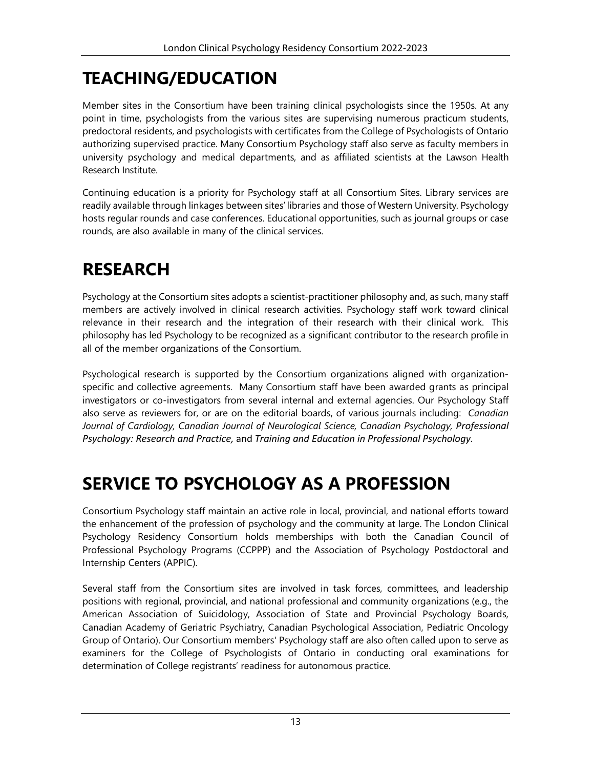# TEACHING/EDUCATION

Member sites in the Consortium have been training clinical psychologists since the 1950s. At any point in time, psychologists from the various sites are supervising numerous practicum students, predoctoral residents, and psychologists with certificates from the College of Psychologists of Ontario authorizing supervised practice. Many Consortium Psychology staff also serve as faculty members in university psychology and medical departments, and as affiliated scientists at the Lawson Health Research Institute.

Continuing education is a priority for Psychology staff at all Consortium Sites. Library services are readily available through linkages between sites' libraries and those of Western University. Psychology hosts regular rounds and case conferences. Educational opportunities, such as journal groups or case rounds, are also available in many of the clinical services.

# RESEARCH

Psychology at the Consortium sites adopts a scientist-practitioner philosophy and, as such, many staff members are actively involved in clinical research activities. Psychology staff work toward clinical relevance in their research and the integration of their research with their clinical work. This philosophy has led Psychology to be recognized as a significant contributor to the research profile in all of the member organizations of the Consortium.

Psychological research is supported by the Consortium organizations aligned with organization-specific and collective agreements. Many Consortium staff have been awarded grants as principal investigators or co-investigators from several internal and external agencies. Our Psychology Staff also serve as reviewers for, or are on the editorial boards, of various journals including: *Canadian Journal of Cardiology, Canadian Journal of Neurological Science, Canadian Psychology, Professional Psychology: Research and Practice,* and *Training and Education in Professional Psychology.*

# SERVICE TO PSYCHOLOGY AS A PROFESSION

Consortium Psychology staff maintain an active role in local, provincial, and national efforts toward the enhancement of the profession of psychology and the community at large. The London Clinical Psychology Residency Consortium holds memberships with both the Canadian Council of Professional Psychology Programs (CCPPP) and the Association of Psychology Postdoctoral and Internship Centers (APPIC).

Several staff from the Consortium sites are involved in task forces, committees, and leadership positions with regional, provincial, and national professional and community organizations (e.g., the American Association of Suicidology, Association of State and Provincial Psychology Boards, Canadian Academy of Geriatric Psychiatry, Canadian Psychological Association, Pediatric Oncology Group of Ontario). Our Consortium members' Psychology staff are also often called upon to serve as examiners for the College of Psychologists of Ontario in conducting oral examinations for determination of College registrants' readiness for autonomous practice.